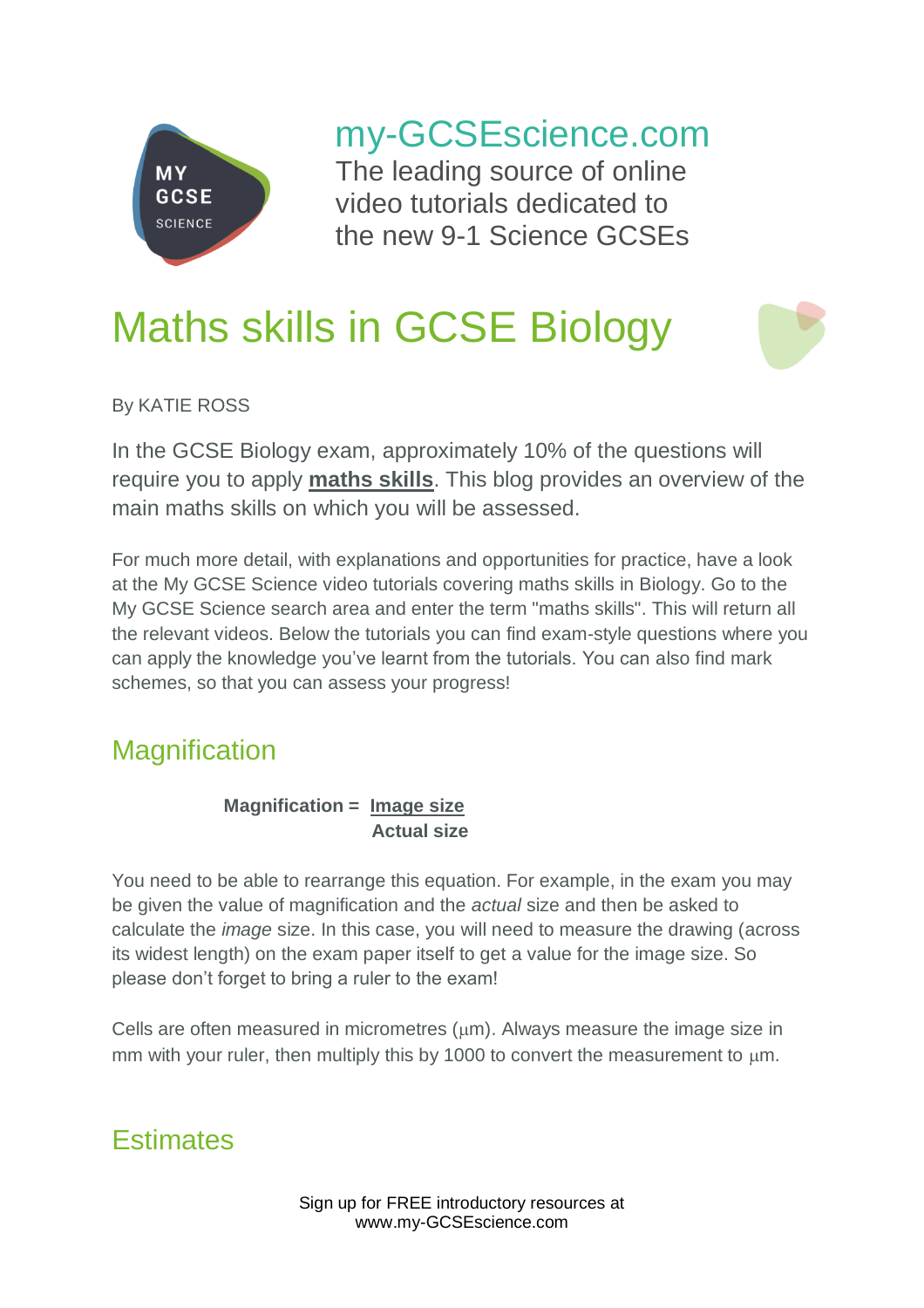my-GCSEscience.com

The leading source of online video tutorials dedicated to the new 9-1 Science GCSEs

# Maths skills in GCSE Biology

By KATIE ROSS

In the GCSE Biology exam, approximately 10% of the questions will require you to apply **maths skills**. This blog provides an overview of the main maths skills on which you will be assessed.

For much more detail, with explanations and opportunities for practice, have a look at the My GCSE Science video tutorials covering maths skills in Biology. Go to the My GCSE Science search area and enter the term "maths skills". This will return all the relevant videos. Below the tutorials you can find exam-style questions where you can apply the knowledge you've learnt from the tutorials. You can also find mark schemes, so that you can assess your progress!

## Magnification

$$\textbf{Magnification} = \frac{\textbf{Image size}}{\textbf{Actual size}}$$

You need to be able to rearrange this equation. For example, in the exam you may be given the value of magnification and the *actual* size and then be asked to calculate the *image* size. In this case, you will need to measure the drawing (across its widest length) on the exam paper itself to get a value for the image size. So please don't forget to bring a ruler to the exam!

Cells are often measured in micrometres ($\mu$m). Always measure the image size in mm with your ruler, then multiply this by 1000 to convert the measurement to $\mu$m.

## Estimates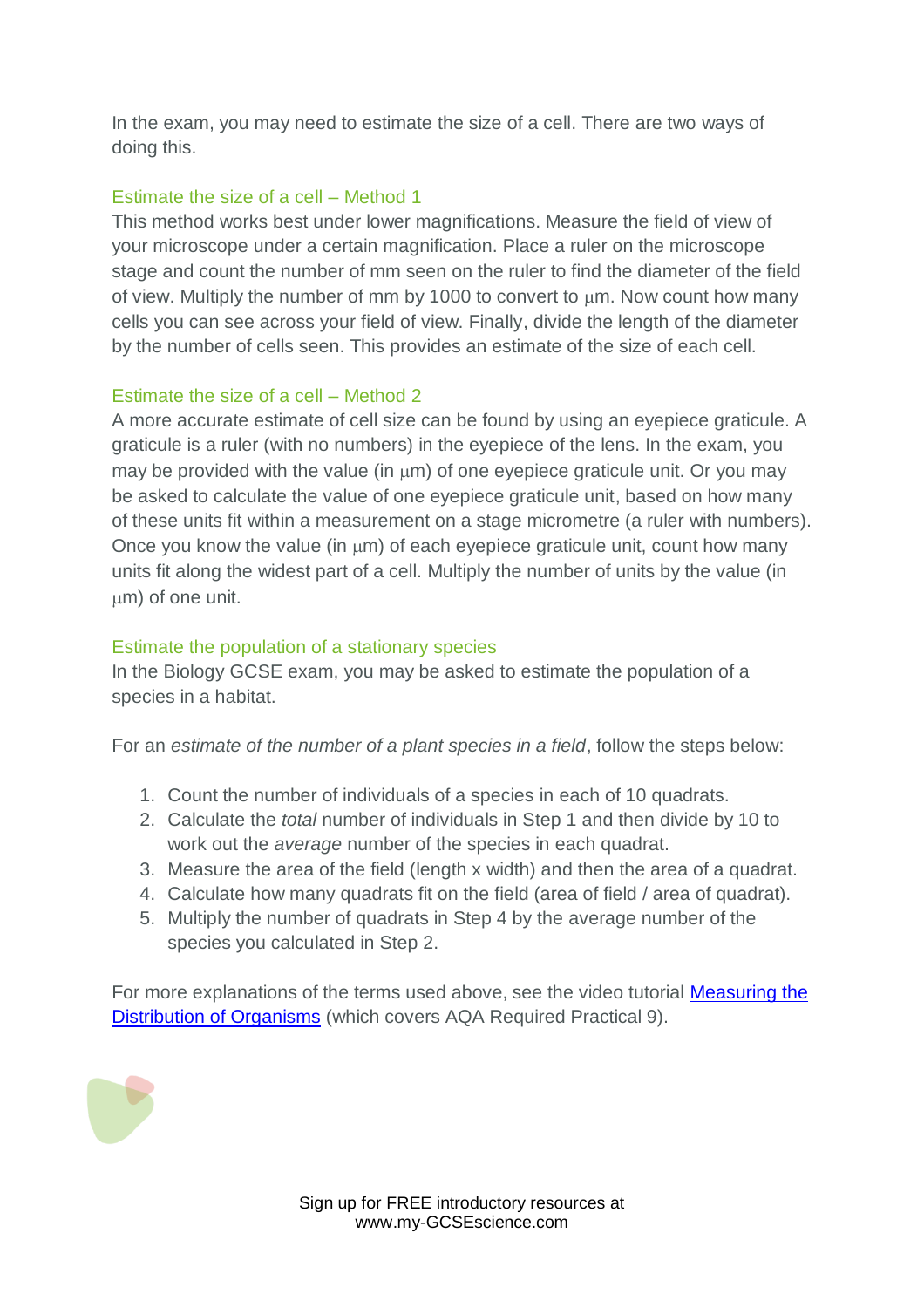In the exam, you may need to estimate the size of a cell. There are two ways of doing this.

### Estimate the size of a cell – Method 1

This method works best under lower magnifications. Measure the field of view of your microscope under a certain magnification. Place a ruler on the microscope stage and count the number of mm seen on the ruler to find the diameter of the field of view. Multiply the number of mm by 1000 to convert to μm. Now count how many cells you can see across your field of view. Finally, divide the length of the diameter by the number of cells seen. This provides an estimate of the size of each cell.

### Estimate the size of a cell – Method 2

A more accurate estimate of cell size can be found by using an eyepiece graticule. A graticule is a ruler (with no numbers) in the eyepiece of the lens. In the exam, you may be provided with the value (in μm) of one eyepiece graticule unit. Or you may be asked to calculate the value of one eyepiece graticule unit, based on how many of these units fit within a measurement on a stage micrometre (a ruler with numbers). Once you know the value (in μm) of each eyepiece graticule unit, count how many units fit along the widest part of a cell. Multiply the number of units by the value (in μm) of one unit.

### Estimate the population of a stationary species

In the Biology GCSE exam, you may be asked to estimate the population of a species in a habitat.

For an *estimate of the number of a plant species in a field*, follow the steps below:

1. Count the number of individuals of a species in each of 10 quadrats.
2. Calculate the *total* number of individuals in Step 1 and then divide by 10 to work out the *average* number of the species in each quadrat.
3. Measure the area of the field (length x width) and then the area of a quadrat.
4. Calculate how many quadrats fit on the field (area of field / area of quadrat).
5. Multiply the number of quadrats in Step 4 by the average number of the species you calculated in Step 2.

For more explanations of the terms used above, see the video tutorial [Measuring the Distribution of Organisms]() (which covers AQA Required Practical 9).

Sign up for FREE introductory resources at www.my-GCSEscience.com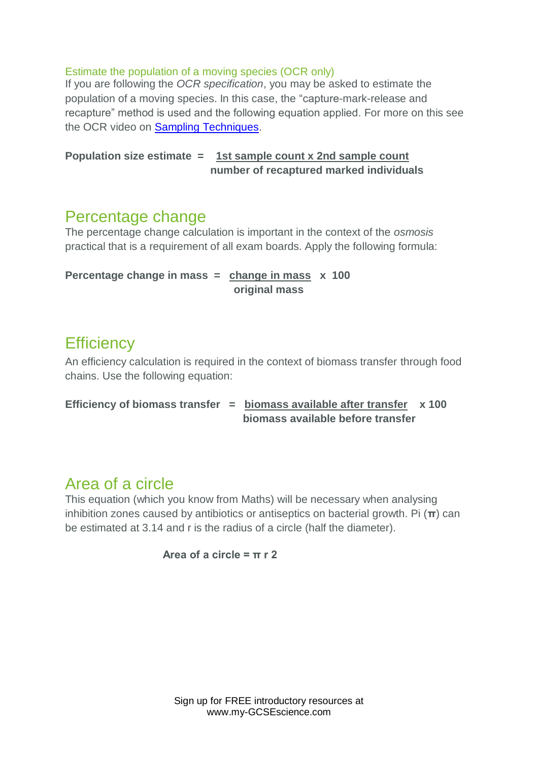### Estimate the population of a moving species (OCR only)

If you are following the *OCR specification*, you may be asked to estimate the population of a moving species. In this case, the "capture-mark-release and recapture" method is used and the following equation applied. For more on this see the OCR video on [Sampling Techniques].

$$\textbf{Population size estimate} = \frac{\textbf{1st sample count} \times \textbf{2nd sample count}}{\textbf{number of recaptured marked individuals}}$$

## Percentage change

The percentage change calculation is important in the context of the *osmosis* practical that is a requirement of all exam boards. Apply the following formula:

$$\textbf{Percentage change in mass} = \frac{\textbf{change in mass}}{\textbf{original mass}} \times 100$$

## Efficiency

An efficiency calculation is required in the context of biomass transfer through food chains. Use the following equation:

$$\textbf{Efficiency of biomass transfer} = \frac{\textbf{biomass available after transfer}}{\textbf{biomass available before transfer}} \times 100$$

## Area of a circle

This equation (which you know from Maths) will be necessary when analysing inhibition zones caused by antibiotics or antiseptics on bacterial growth. Pi (**π**) can be estimated at 3.14 and r is the radius of a circle (half the diameter).

$$\textbf{Area of a circle} = \pi r^2$$

Sign up for FREE introductory resources at www.my-GCSEscience.com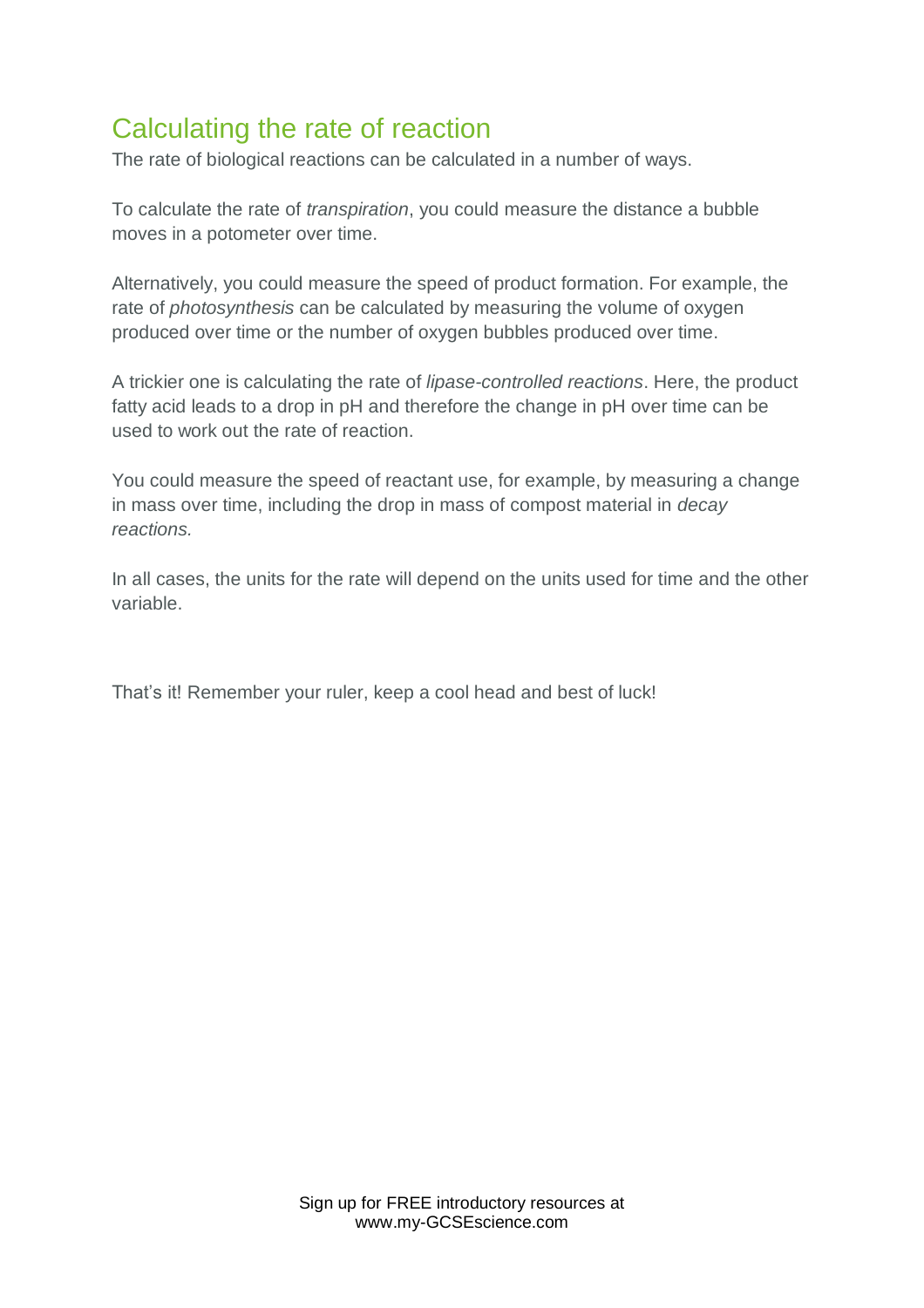## Calculating the rate of reaction

The rate of biological reactions can be calculated in a number of ways.

To calculate the rate of *transpiration*, you could measure the distance a bubble moves in a potometer over time.

Alternatively, you could measure the speed of product formation. For example, the rate of *photosynthesis* can be calculated by measuring the volume of oxygen produced over time or the number of oxygen bubbles produced over time.

A trickier one is calculating the rate of *lipase-controlled reactions*. Here, the product fatty acid leads to a drop in pH and therefore the change in pH over time can be used to work out the rate of reaction.

You could measure the speed of reactant use, for example, by measuring a change in mass over time, including the drop in mass of compost material in *decay reactions.*

In all cases, the units for the rate will depend on the units used for time and the other variable.

That's it! Remember your ruler, keep a cool head and best of luck!

Sign up for FREE introductory resources at www.my-GCSEscience.com